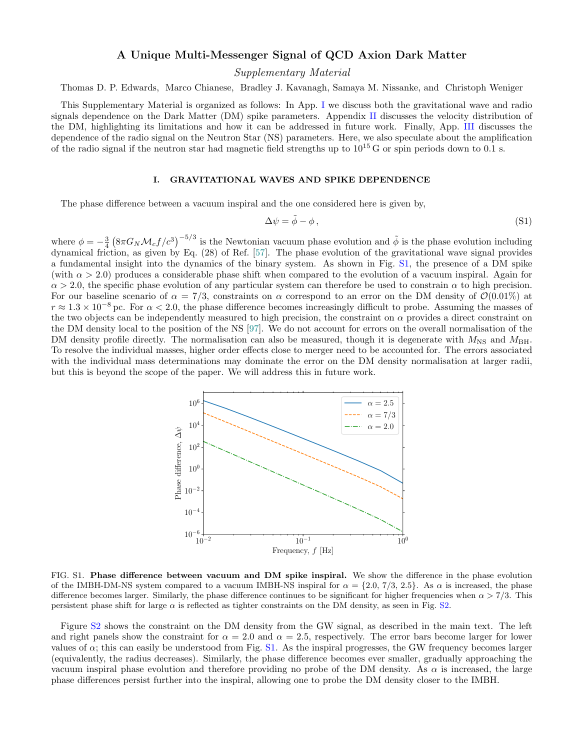# A Unique Multi-Messenger Signal of QCD Axion Dark Matter

*Supplementary Material*

Thomas D. P. Edwards, Marco Chianese, Bradley J. Kavanagh, Samaya M. Nissanke, and Christoph Weniger

This Supplementary Material is organized as follows: In App. I we discuss both the gravitational wave and radio signals dependence on the Dark Matter (DM) spike parameters. Appendix II discusses the velocity distribution of the DM, highlighting its limitations and how it can be addressed in future work. Finally, App. III discusses the dependence of the radio signal on the Neutron Star (NS) parameters. Here, we also speculate about the amplification of the radio signal if the neutron star had magnetic field strengths up to $10^{15}$ G or spin periods down to 0.1 s.

## I. GRAVITATIONAL WAVES AND SPIKE DEPENDENCE

The phase difference between a vacuum inspiral and the one considered here is given by,

$$\Delta\psi = \tilde{\phi} - \phi\,, \tag{S1}$$

where $\phi = -\frac{3}{4}\left(8\pi G_N \mathcal{M}_c f/c^3\right)^{-5/3}$ is the Newtonian vacuum phase evolution and $\tilde{\phi}$ is the phase evolution including dynamical friction, as given by Eq. (28) of Ref. [57]. The phase evolution of the gravitational wave signal provides a fundamental insight into the dynamics of the binary system. As shown in Fig. S1, the presence of a DM spike (with $\alpha > 2.0$) produces a considerable phase shift when compared to the evolution of a vacuum inspiral. Again for $\alpha > 2.0$, the specific phase evolution of any particular system can therefore be used to constrain $\alpha$ to high precision. For our baseline scenario of $\alpha = 7/3$, constraints on $\alpha$ correspond to an error on the DM density of $\mathcal{O}(0.01\%)$ at $r \approx 1.3 \times 10^{-8}$ pc. For $\alpha < 2.0$, the phase difference becomes increasingly difficult to probe. Assuming the masses of the two objects can be independently measured to high precision, the constraint on $\alpha$ provides a direct constraint on the DM density local to the position of the NS [97]. We do not account for errors on the overall normalisation of the DM density profile directly. The normalisation can also be measured, though it is degenerate with $M_{\rm NS}$ and $M_{\rm BH}$. To resolve the individual masses, higher order effects close to merger need to be accounted for. The errors associated with the individual mass determinations may dominate the error on the DM density normalisation at larger radii, but this is beyond the scope of the paper. We will address this in future work.

FIG. S1. **Phase difference between vacuum and DM spike inspiral.** We show the difference in the phase evolution of the IMBH-DM-NS system compared to a vacuum IMBH-NS inspiral for $\alpha = \{2.0,\, 7/3,\, 2.5\}$. As $\alpha$ is increased, the phase difference becomes larger. Similarly, the phase difference continues to be significant for higher frequencies when $\alpha > 7/3$. This persistent phase shift for large $\alpha$ is reflected as tighter constraints on the DM density, as seen in Fig. S2.

Figure S2 shows the constraint on the DM density from the GW signal, as described in the main text. The left and right panels show the constraint for $\alpha = 2.0$ and $\alpha = 2.5$, respectively. The error bars become larger for lower values of $\alpha$; this can easily be understood from Fig. S1. As the inspiral progresses, the GW frequency becomes larger (equivalently, the radius decreases). Similarly, the phase difference becomes ever smaller, gradually approaching the vacuum inspiral phase evolution and therefore providing no probe of the DM density. As $\alpha$ is increased, the large phase differences persist further into the inspiral, allowing one to probe the DM density closer to the IMBH.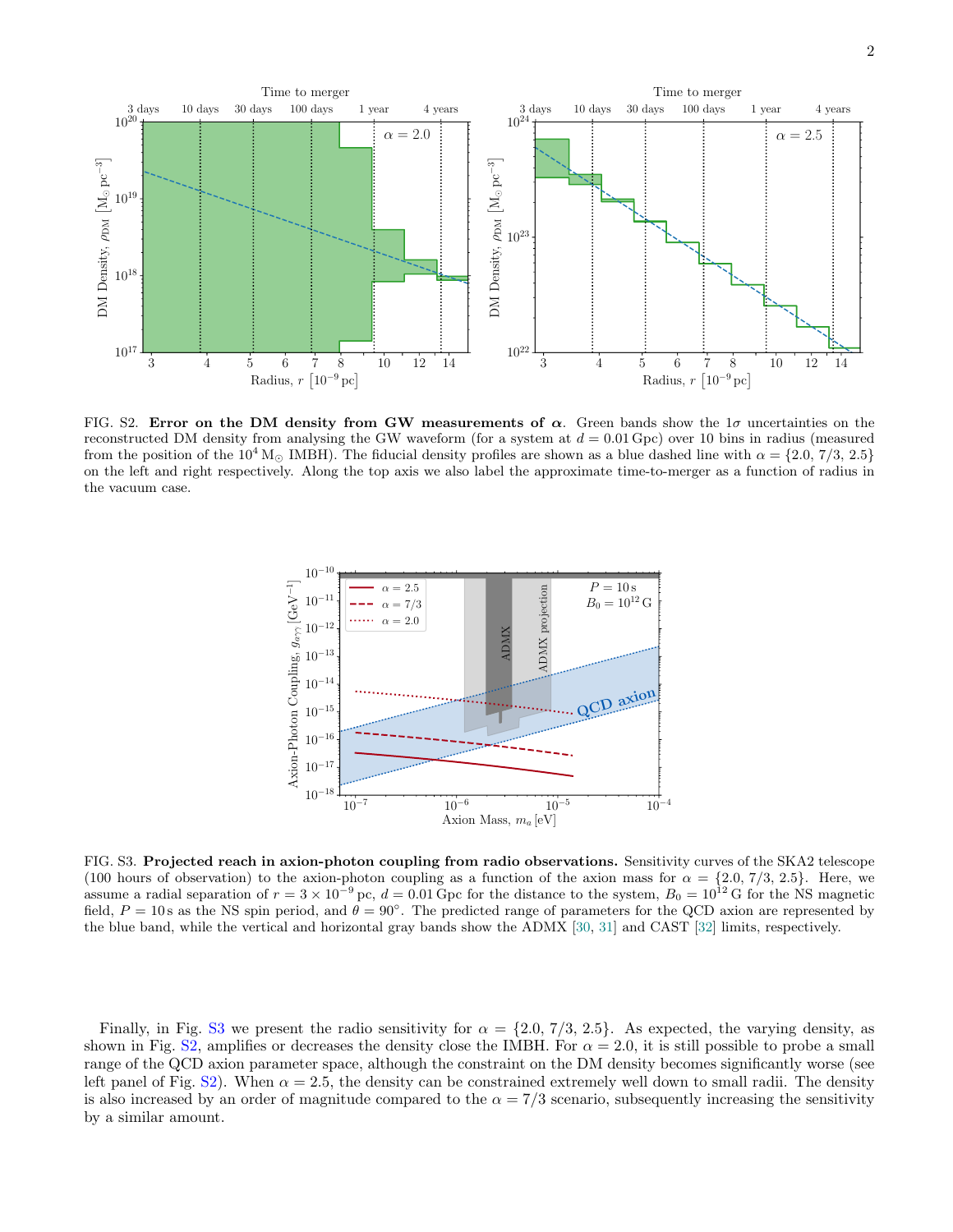FIG. S2. **Error on the DM density from GW measurements of $\alpha$.** Green bands show the $1\sigma$ uncertainties on the reconstructed DM density from analysing the GW waveform (for a system at $d = 0.01\,\mathrm{Gpc}$) over 10 bins in radius (measured from the position of the $10^4\,\mathrm{M}_\odot$ IMBH). The fiducial density profiles are shown as a blue dashed line with $\alpha = \{2.0, 7/3, 2.5\}$ on the left and right respectively. Along the top axis we also label the approximate time-to-merger as a function of radius in the vacuum case.

FIG. S3. **Projected reach in axion-photon coupling from radio observations.** Sensitivity curves of the SKA2 telescope (100 hours of observation) to the axion-photon coupling as a function of the axion mass for $\alpha = \{2.0, 7/3, 2.5\}$. Here, we assume a radial separation of $r = 3 \times 10^{-9}\,\mathrm{pc}$, $d = 0.01\,\mathrm{Gpc}$ for the distance to the system, $B_0 = 10^{12}\,\mathrm{G}$ for the NS magnetic field, $P = 10\,\mathrm{s}$ as the NS spin period, and $\theta = 90^\circ$. The predicted range of parameters for the QCD axion are represented by the blue band, while the vertical and horizontal gray bands show the ADMX [30, 31] and CAST [32] limits, respectively.

Finally, in Fig. S3 we present the radio sensitivity for $\alpha = \{2.0, 7/3, 2.5\}$. As expected, the varying density, as shown in Fig. S2, amplifies or decreases the density close the IMBH. For $\alpha = 2.0$, it is still possible to probe a small range of the QCD axion parameter space, although the constraint on the DM density becomes significantly worse (see left panel of Fig. S2). When $\alpha = 2.5$, the density can be constrained extremely well down to small radii. The density is also increased by an order of magnitude compared to the $\alpha = 7/3$ scenario, subsequently increasing the sensitivity by a similar amount.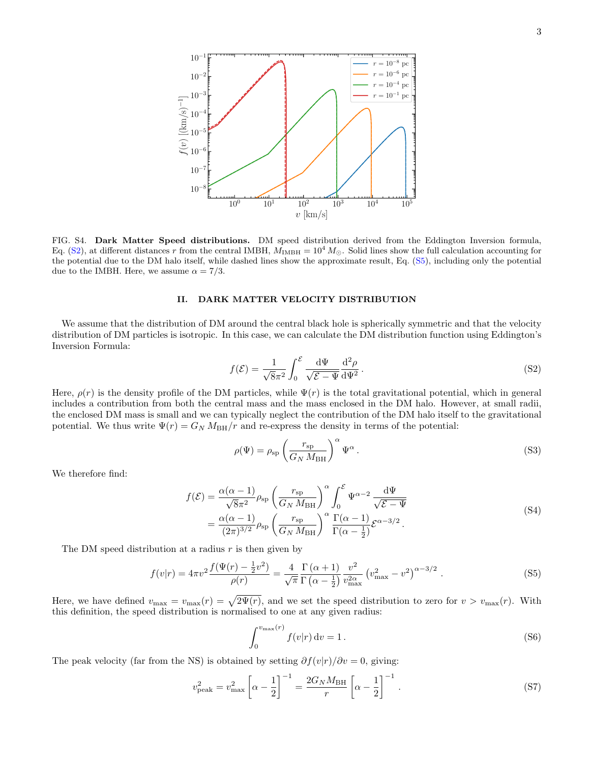FIG. S4. **Dark Matter Speed distributions.** DM speed distribution derived from the Eddington Inversion formula, Eq. (S2), at different distances $r$ from the central IMBH, $M_{\rm IMBH} = 10^4\,M_\odot$. Solid lines show the full calculation accounting for the potential due to the DM halo itself, while dashed lines show the approximate result, Eq. (S5), including only the potential due to the IMBH. Here, we assume $\alpha = 7/3$.

## II. DARK MATTER VELOCITY DISTRIBUTION

We assume that the distribution of DM around the central black hole is spherically symmetric and that the velocity distribution of DM particles is isotropic. In this case, we can calculate the DM distribution function using Eddington's Inversion Formula:

$$f(\mathcal{E}) = \frac{1}{\sqrt{8}\pi^2}\int_0^{\mathcal{E}} \frac{\mathrm{d}\Psi}{\sqrt{\mathcal{E}-\Psi}}\frac{\mathrm{d}^2\rho}{\mathrm{d}\Psi^2}\,. \tag{S2}$$

Here, $\rho(r)$ is the density profile of the DM particles, while $\Psi(r)$ is the total gravitational potential, which in general includes a contribution from both the central mass and the mass enclosed in the DM halo. However, at small radii, the enclosed DM mass is small and we can typically neglect the contribution of the DM halo itself to the gravitational potential. We thus write $\Psi(r) = G_N\,M_{\rm BH}/r$ and re-express the density in terms of the potential:

$$\rho(\Psi) = \rho_{\rm sp}\left(\frac{r_{\rm sp}}{G_N\,M_{\rm BH}}\right)^{\alpha}\Psi^{\alpha}\,. \tag{S3}$$

We therefore find:

$$\begin{aligned} f(\mathcal{E}) &= \frac{\alpha(\alpha-1)}{\sqrt{8}\pi^2}\rho_{\rm sp}\left(\frac{r_{\rm sp}}{G_N\,M_{\rm BH}}\right)^{\alpha}\int_0^{\mathcal{E}}\Psi^{\alpha-2}\,\frac{\mathrm{d}\Psi}{\sqrt{\mathcal{E}-\Psi}} \\ &= \frac{\alpha(\alpha-1)}{(2\pi)^{3/2}}\rho_{\rm sp}\left(\frac{r_{\rm sp}}{G_N\,M_{\rm BH}}\right)^{\alpha}\frac{\Gamma(\alpha-1)}{\Gamma(\alpha-\frac{1}{2})}\mathcal{E}^{\alpha-3/2}\,. \end{aligned} \tag{S4}$$

The DM speed distribution at a radius $r$ is then given by

$$f(v|r) = 4\pi v^2\frac{f(\Psi(r)-\frac{1}{2}v^2)}{\rho(r)} = \frac{4}{\sqrt{\pi}}\frac{\Gamma(\alpha+1)}{\Gamma\left(\alpha-\frac{1}{2}\right)}\frac{v^2}{v_{\rm max}^{2\alpha}}\left(v_{\rm max}^2 - v^2\right)^{\alpha-3/2}\,. \tag{S5}$$

Here, we have defined $v_{\rm max} = v_{\rm max}(r) = \sqrt{2\Psi(r)}$, and we set the speed distribution to zero for $v > v_{\rm max}(r)$. With this definition, the speed distribution is normalised to one at any given radius:

$$\int_0^{v_{\rm max}(r)} f(v|r)\,\mathrm{d}v = 1\,. \tag{S6}$$

The peak velocity (far from the NS) is obtained by setting $\partial f(v|r)/\partial v = 0$, giving:

$$v_{\rm peak}^2 = v_{\rm max}^2\left[\alpha - \frac{1}{2}\right]^{-1} = \frac{2G_N M_{\rm BH}}{r}\left[\alpha-\frac{1}{2}\right]^{-1}\,. \tag{S7}$$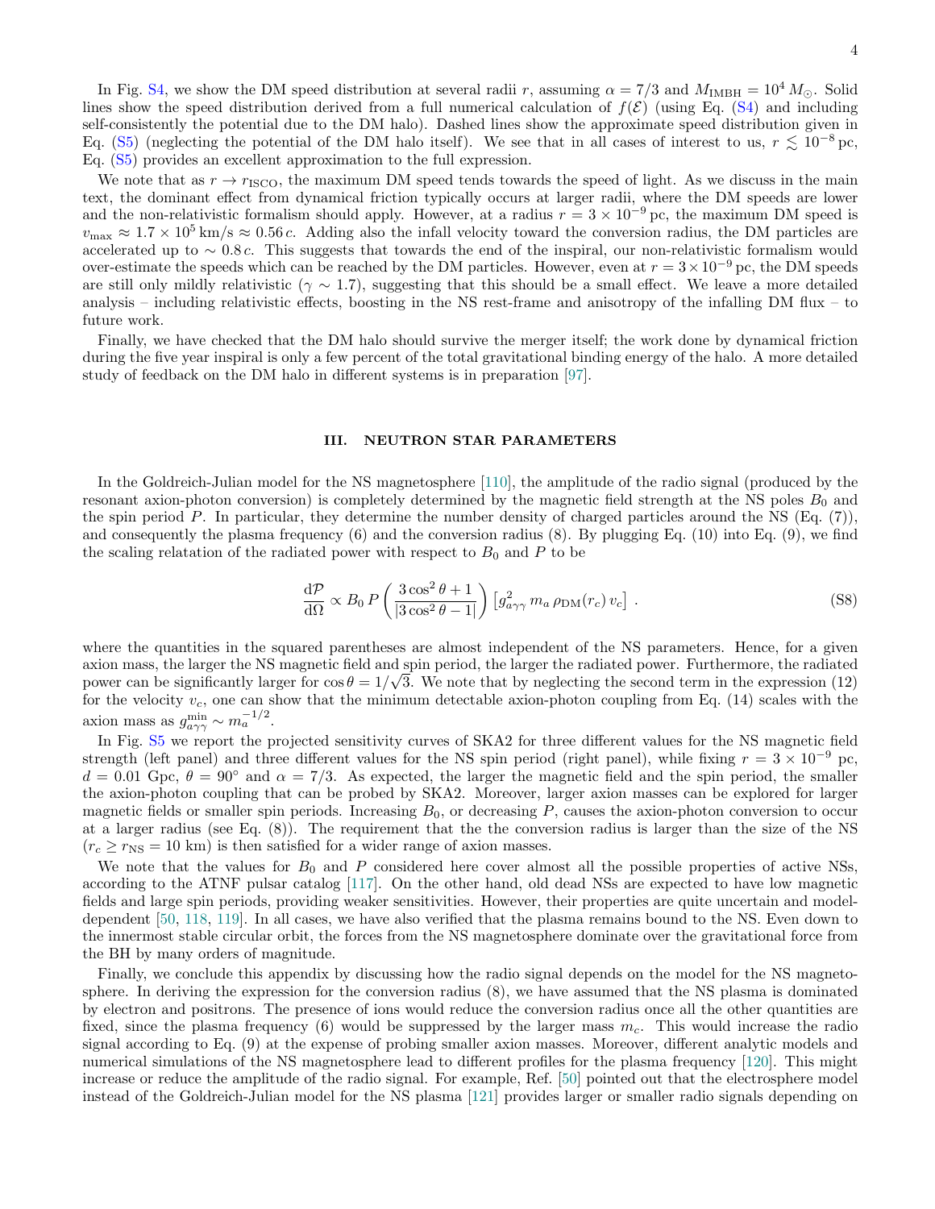In Fig. S4, we show the DM speed distribution at several radii $r$, assuming $\alpha = 7/3$ and $M_{\rm IMBH} = 10^4\,M_\odot$. Solid lines show the speed distribution derived from a full numerical calculation of $f(\mathcal{E})$ (using Eq. (S4) and including self-consistently the potential due to the DM halo). Dashed lines show the approximate speed distribution given in Eq. (S5) (neglecting the potential of the DM halo itself). We see that in all cases of interest to us, $r \lesssim 10^{-8}$ pc, Eq. (S5) provides an excellent approximation to the full expression.

We note that as $r \to r_{\rm ISCO}$, the maximum DM speed tends towards the speed of light. As we discuss in the main text, the dominant effect from dynamical friction typically occurs at larger radii, where the DM speeds are lower and the non-relativistic formalism should apply. However, at a radius $r = 3 \times 10^{-9}$ pc, the maximum DM speed is $v_{\rm max} \approx 1.7 \times 10^5$ km/s $\approx 0.56\,c$. Adding also the infall velocity toward the conversion radius, the DM particles are accelerated up to $\sim 0.8\,c$. This suggests that towards the end of the inspiral, our non-relativistic formalism would over-estimate the speeds which can be reached by the DM particles. However, even at $r = 3 \times 10^{-9}$ pc, the DM speeds are still only mildly relativistic ($\gamma \sim 1.7$), suggesting that this should be a small effect. We leave a more detailed analysis – including relativistic effects, boosting in the NS rest-frame and anisotropy of the infalling DM flux – to future work.

Finally, we have checked that the DM halo should survive the merger itself; the work done by dynamical friction during the five year inspiral is only a few percent of the total gravitational binding energy of the halo. A more detailed study of feedback on the DM halo in different systems is in preparation [97].

## III. NEUTRON STAR PARAMETERS

In the Goldreich-Julian model for the NS magnetosphere [110], the amplitude of the radio signal (produced by the resonant axion-photon conversion) is completely determined by the magnetic field strength at the NS poles $B_0$ and the spin period $P$. In particular, they determine the number density of charged particles around the NS (Eq. (7)), and consequently the plasma frequency (6) and the conversion radius (8). By plugging Eq. (10) into Eq. (9), we find the scaling relatation of the radiated power with respect to $B_0$ and $P$ to be

$$\frac{\mathrm{d}\mathcal{P}}{\mathrm{d}\Omega} \propto B_0\, P \left(\frac{3\cos^2\theta + 1}{|3\cos^2\theta - 1|}\right) \left[g_{a\gamma\gamma}^2\, m_a\, \rho_{\rm DM}(r_c)\, v_c\right] . \tag{S8}$$

where the quantities in the squared parentheses are almost independent of the NS parameters. Hence, for a given axion mass, the larger the NS magnetic field and spin period, the larger the radiated power. Furthermore, the radiated power can be significantly larger for $\cos\theta = 1/\sqrt{3}$. We note that by neglecting the second term in the expression (12) for the velocity $v_c$, one can show that the minimum detectable axion-photon coupling from Eq. (14) scales with the axion mass as $g_{a\gamma\gamma}^{\rm min} \sim m_a^{-1/2}$.

In Fig. S5 we report the projected sensitivity curves of SKA2 for three different values for the NS magnetic field strength (left panel) and three different values for the NS spin period (right panel), while fixing $r = 3 \times 10^{-9}$ pc, $d = 0.01$ Gpc, $\theta = 90°$ and $\alpha = 7/3$. As expected, the larger the magnetic field and the spin period, the smaller the axion-photon coupling that can be probed by SKA2. Moreover, larger axion masses can be explored for larger magnetic fields or smaller spin periods. Increasing $B_0$, or decreasing $P$, causes the axion-photon conversion to occur at a larger radius (see Eq. (8)). The requirement that the the conversion radius is larger than the size of the NS ($r_c \geq r_{\rm NS} = 10$ km) is then satisfied for a wider range of axion masses.

We note that the values for $B_0$ and $P$ considered here cover almost all the possible properties of active NSs, according to the ATNF pulsar catalog [117]. On the other hand, old dead NSs are expected to have low magnetic fields and large spin periods, providing weaker sensitivities. However, their properties are quite uncertain and model-dependent [50, 118, 119]. In all cases, we have also verified that the plasma remains bound to the NS. Even down to the innermost stable circular orbit, the forces from the NS magnetosphere dominate over the gravitational force from the BH by many orders of magnitude.

Finally, we conclude this appendix by discussing how the radio signal depends on the model for the NS magnetosphere. In deriving the expression for the conversion radius (8), we have assumed that the NS plasma is dominated by electron and positrons. The presence of ions would reduce the conversion radius once all the other quantities are fixed, since the plasma frequency (6) would be suppressed by the larger mass $m_c$. This would increase the radio signal according to Eq. (9) at the expense of probing smaller axion masses. Moreover, different analytic models and numerical simulations of the NS magnetosphere lead to different profiles for the plasma frequency [120]. This might increase or reduce the amplitude of the radio signal. For example, Ref. [50] pointed out that the electrosphere model instead of the Goldreich-Julian model for the NS plasma [121] provides larger or smaller radio signals depending on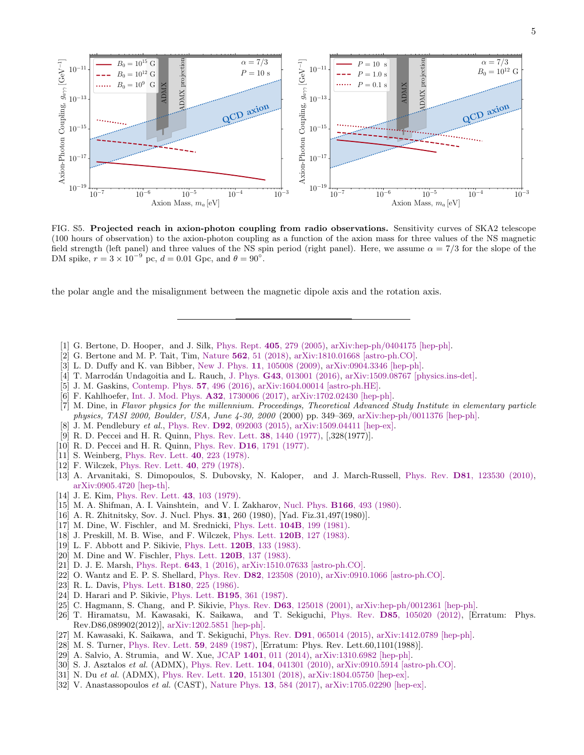FIG. S5. **Projected reach in axion-photon coupling from radio observations.** Sensitivity curves of SKA2 telescope (100 hours of observation) to the axion-photon coupling as a function of the axion mass for three values of the NS magnetic field strength (left panel) and three values of the NS spin period (right panel). Here, we assume $\alpha = 7/3$ for the slope of the DM spike, $r = 3 \times 10^{-9}$ pc, $d = 0.01$ Gpc, and $\theta = 90^{\circ}$.

the polar angle and the misalignment between the magnetic dipole axis and the rotation axis.

---

[1] G. Bertone, D. Hooper, and J. Silk, Phys. Rept. **405**, 279 (2005), arXiv:hep-ph/0404175 [hep-ph].

[2] G. Bertone and M. P. Tait, Tim, Nature **562**, 51 (2018), arXiv:1810.01668 [astro-ph.CO].

[3] L. D. Duffy and K. van Bibber, New J. Phys. **11**, 105008 (2009), arXiv:0904.3346 [hep-ph].

[4] T. Marrodán Undagoitia and L. Rauch, J. Phys. **G43**, 013001 (2016), arXiv:1509.08767 [physics.ins-det].

[5] J. M. Gaskins, Contemp. Phys. **57**, 496 (2016), arXiv:1604.00014 [astro-ph.HE].

[6] F. Kahlhoefer, Int. J. Mod. Phys. **A32**, 1730006 (2017), arXiv:1702.02430 [hep-ph].

[7] M. Dine, in *Flavor physics for the millennium. Proceedings, Theoretical Advanced Study Institute in elementary particle physics, TASI 2000, Boulder, USA, June 4-30, 2000* (2000) pp. 349–369, arXiv:hep-ph/0011376 [hep-ph].

[8] J. M. Pendlebury *et al.*, Phys. Rev. **D92**, 092003 (2015), arXiv:1509.04411 [hep-ex].

[9] R. D. Peccei and H. R. Quinn, Phys. Rev. Lett. **38**, 1440 (1977), [,328(1977)].

[10] R. D. Peccei and H. R. Quinn, Phys. Rev. **D16**, 1791 (1977).

[11] S. Weinberg, Phys. Rev. Lett. **40**, 223 (1978).

[12] F. Wilczek, Phys. Rev. Lett. **40**, 279 (1978).

[13] A. Arvanitaki, S. Dimopoulos, S. Dubovsky, N. Kaloper, and J. March-Russell, Phys. Rev. **D81**, 123530 (2010), arXiv:0905.4720 [hep-th].

[14] J. E. Kim, Phys. Rev. Lett. **43**, 103 (1979).

[15] M. A. Shifman, A. I. Vainshtein, and V. I. Zakharov, Nucl. Phys. **B166**, 493 (1980).

[16] A. R. Zhitnitsky, Sov. J. Nucl. Phys. **31**, 260 (1980), [Yad. Fiz.31,497(1980)].

[17] M. Dine, W. Fischler, and M. Srednicki, Phys. Lett. **104B**, 199 (1981).

[18] J. Preskill, M. B. Wise, and F. Wilczek, Phys. Lett. **120B**, 127 (1983).

[19] L. F. Abbott and P. Sikivie, Phys. Lett. **120B**, 133 (1983).

[20] M. Dine and W. Fischler, Phys. Lett. **120B**, 137 (1983).

[21] D. J. E. Marsh, Phys. Rept. **643**, 1 (2016), arXiv:1510.07633 [astro-ph.CO].

[22] O. Wantz and E. P. S. Shellard, Phys. Rev. **D82**, 123508 (2010), arXiv:0910.1066 [astro-ph.CO].

[23] R. L. Davis, Phys. Lett. **B180**, 225 (1986).

[24] D. Harari and P. Sikivie, Phys. Lett. **B195**, 361 (1987).

[25] C. Hagmann, S. Chang, and P. Sikivie, Phys. Rev. **D63**, 125018 (2001), arXiv:hep-ph/0012361 [hep-ph].

[26] T. Hiramatsu, M. Kawasaki, K. Saikawa, and T. Sekiguchi, Phys. Rev. **D85**, 105020 (2012), [Erratum: Phys. Rev.D86,089902(2012)], arXiv:1202.5851 [hep-ph].

[27] M. Kawasaki, K. Saikawa, and T. Sekiguchi, Phys. Rev. **D91**, 065014 (2015), arXiv:1412.0789 [hep-ph].

[28] M. S. Turner, Phys. Rev. Lett. **59**, 2489 (1987), [Erratum: Phys. Rev. Lett.60,1101(1988)].

[29] A. Salvio, A. Strumia, and W. Xue, JCAP **1401**, 011 (2014), arXiv:1310.6982 [hep-ph].

[30] S. J. Asztalos *et al.* (ADMX), Phys. Rev. Lett. **104**, 041301 (2010), arXiv:0910.5914 [astro-ph.CO].

[31] N. Du *et al.* (ADMX), Phys. Rev. Lett. **120**, 151301 (2018), arXiv:1804.05750 [hep-ex].

[32] V. Anastassopoulos *et al.* (CAST), Nature Phys. **13**, 584 (2017), arXiv:1705.02290 [hep-ex].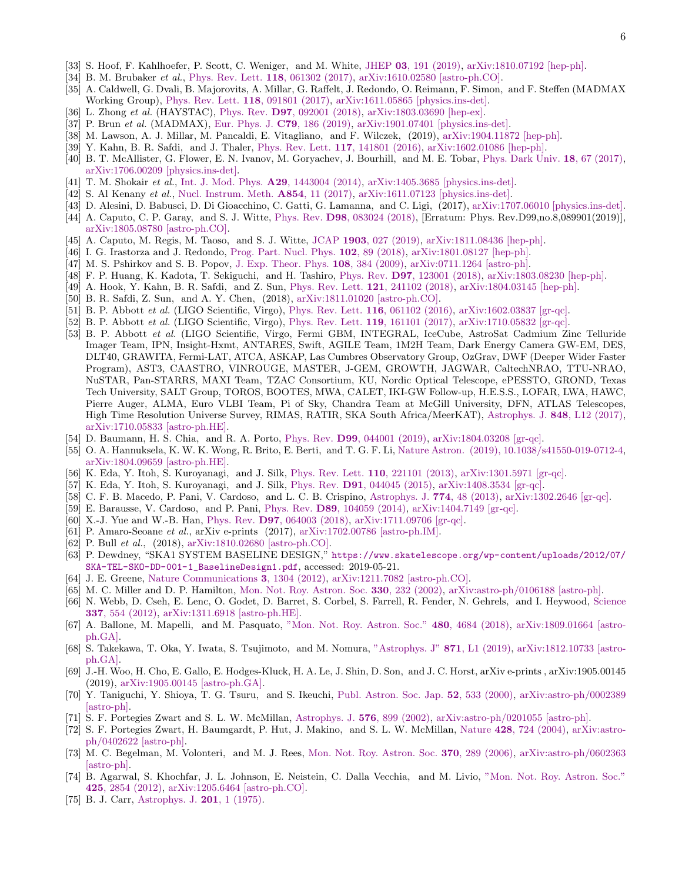[33] S. Hoof, F. Kahlhoefer, P. Scott, C. Weniger, and M. White, JHEP **03**, 191 (2019), arXiv:1810.07192 [hep-ph].

[34] B. M. Brubaker *et al.*, Phys. Rev. Lett. **118**, 061302 (2017), arXiv:1610.02580 [astro-ph.CO].

[35] A. Caldwell, G. Dvali, B. Majorovits, A. Millar, G. Raffelt, J. Redondo, O. Reimann, F. Simon, and F. Steffen (MADMAX Working Group), Phys. Rev. Lett. **118**, 091801 (2017), arXiv:1611.05865 [physics.ins-det].

[36] L. Zhong *et al.* (HAYSTAC), Phys. Rev. **D97**, 092001 (2018), arXiv:1803.03690 [hep-ex].

[37] P. Brun *et al.* (MADMAX), Eur. Phys. J. **C79**, 186 (2019), arXiv:1901.07401 [physics.ins-det].

[38] M. Lawson, A. J. Millar, M. Pancaldi, E. Vitagliano, and F. Wilczek, (2019), arXiv:1904.11872 [hep-ph].

[39] Y. Kahn, B. R. Safdi, and J. Thaler, Phys. Rev. Lett. **117**, 141801 (2016), arXiv:1602.01086 [hep-ph].

[40] B. T. McAllister, G. Flower, E. N. Ivanov, M. Goryachev, J. Bourhill, and M. E. Tobar, Phys. Dark Univ. **18**, 67 (2017), arXiv:1706.00209 [physics.ins-det].

[41] T. M. Shokair *et al.*, Int. J. Mod. Phys. **A29**, 1443004 (2014), arXiv:1405.3685 [physics.ins-det].

[42] S. Al Kenany *et al.*, Nucl. Instrum. Meth. **A854**, 11 (2017), arXiv:1611.07123 [physics.ins-det].

[43] D. Alesini, D. Babusci, D. Di Gioacchino, C. Gatti, G. Lamanna, and C. Ligi, (2017), arXiv:1707.06010 [physics.ins-det].

[44] A. Caputo, C. P. Garay, and S. J. Witte, Phys. Rev. **D98**, 083024 (2018), [Erratum: Phys. Rev.D99,no.8,089901(2019)], arXiv:1805.08780 [astro-ph.CO].

[45] A. Caputo, M. Regis, M. Taoso, and S. J. Witte, JCAP **1903**, 027 (2019), arXiv:1811.08436 [hep-ph].

[46] I. G. Irastorza and J. Redondo, Prog. Part. Nucl. Phys. **102**, 89 (2018), arXiv:1801.08127 [hep-ph].

[47] M. S. Pshirkov and S. B. Popov, J. Exp. Theor. Phys. **108**, 384 (2009), arXiv:0711.1264 [astro-ph].

[48] F. P. Huang, K. Kadota, T. Sekiguchi, and H. Tashiro, Phys. Rev. **D97**, 123001 (2018), arXiv:1803.08230 [hep-ph].

[49] A. Hook, Y. Kahn, B. R. Safdi, and Z. Sun, Phys. Rev. Lett. **121**, 241102 (2018), arXiv:1804.03145 [hep-ph].

[50] B. R. Safdi, Z. Sun, and A. Y. Chen, (2018), arXiv:1811.01020 [astro-ph.CO].

[51] B. P. Abbott *et al.* (LIGO Scientific, Virgo), Phys. Rev. Lett. **116**, 061102 (2016), arXiv:1602.03837 [gr-qc].

[52] B. P. Abbott *et al.* (LIGO Scientific, Virgo), Phys. Rev. Lett. **119**, 161101 (2017), arXiv:1710.05832 [gr-qc].

[53] B. P. Abbott *et al.* (LIGO Scientific, Virgo, Fermi GBM, INTEGRAL, IceCube, AstroSat Cadmium Zinc Telluride Imager Team, IPN, Insight-Hxmt, ANTARES, Swift, AGILE Team, 1M2H Team, Dark Energy Camera GW-EM, DES, DLT40, GRAWITA, Fermi-LAT, ATCA, ASKAP, Las Cumbres Observatory Group, OzGrav, DWF (Deeper Wider Faster Program), AST3, CAASTRO, VINROUGE, MASTER, J-GEM, GROWTH, JAGWAR, CaltechNRAO, TTU-NRAO, NuSTAR, Pan-STARRS, MAXI Team, TZAC Consortium, KU, Nordic Optical Telescope, ePESSTO, GROND, Texas Tech University, SALT Group, TOROS, BOOTES, MWA, CALET, IKI-GW Follow-up, H.E.S.S., LOFAR, LWA, HAWC, Pierre Auger, ALMA, Euro VLBI Team, Pi of Sky, Chandra Team at McGill University, DFN, ATLAS Telescopes, High Time Resolution Universe Survey, RIMAS, RATIR, SKA South Africa/MeerKAT), Astrophys. J. **848**, L12 (2017), arXiv:1710.05833 [astro-ph.HE].

[54] D. Baumann, H. S. Chia, and R. A. Porto, Phys. Rev. **D99**, 044001 (2019), arXiv:1804.03208 [gr-qc].

[55] O. A. Hannuksela, K. W. K. Wong, R. Brito, E. Berti, and T. G. F. Li, Nature Astron. (2019), 10.1038/s41550-019-0712-4, arXiv:1804.09659 [astro-ph.HE].

[56] K. Eda, Y. Itoh, S. Kuroyanagi, and J. Silk, Phys. Rev. Lett. **110**, 221101 (2013), arXiv:1301.5971 [gr-qc].

[57] K. Eda, Y. Itoh, S. Kuroyanagi, and J. Silk, Phys. Rev. **D91**, 044045 (2015), arXiv:1408.3534 [gr-qc].

[58] C. F. B. Macedo, P. Pani, V. Cardoso, and L. C. B. Crispino, Astrophys. J. **774**, 48 (2013), arXiv:1302.2646 [gr-qc].

[59] E. Barausse, V. Cardoso, and P. Pani, Phys. Rev. **D89**, 104059 (2014), arXiv:1404.7149 [gr-qc].

[60] X.-J. Yue and W.-B. Han, Phys. Rev. **D97**, 064003 (2018), arXiv:1711.09706 [gr-qc].

[61] P. Amaro-Seoane *et al.*, arXiv e-prints (2017), arXiv:1702.00786 [astro-ph.IM].

[62] P. Bull *et al.*, (2018), arXiv:1810.02680 [astro-ph.CO].

[63] P. Dewdney, "SKA1 SYSTEM BASELINE DESIGN," https://www.skatelescope.org/wp-content/uploads/2012/07/SKA-TEL-SKO-DD-001-1_BaselineDesign1.pdf, accessed: 2019-05-21.

[64] J. E. Greene, Nature Communications **3**, 1304 (2012), arXiv:1211.7082 [astro-ph.CO].

[65] M. C. Miller and D. P. Hamilton, Mon. Not. Roy. Astron. Soc. **330**, 232 (2002), arXiv:astro-ph/0106188 [astro-ph].

[66] N. Webb, D. Cseh, E. Lenc, O. Godet, D. Barret, S. Corbel, S. Farrell, R. Fender, N. Gehrels, and I. Heywood, Science **337**, 554 (2012), arXiv:1311.6918 [astro-ph.HE].

[67] A. Ballone, M. Mapelli, and M. Pasquato, "Mon. Not. Roy. Astron. Soc." **480**, 4684 (2018), arXiv:1809.01664 [astro-ph.GA].

[68] S. Takekawa, T. Oka, Y. Iwata, S. Tsujimoto, and M. Nomura, "Astrophys. J" **871**, L1 (2019), arXiv:1812.10733 [astro-ph.GA].

[69] J.-H. Woo, H. Cho, E. Gallo, E. Hodges-Kluck, H. A. Le, J. Shin, D. Son, and J. C. Horst, arXiv e-prints , arXiv:1905.00145 (2019), arXiv:1905.00145 [astro-ph.GA].

[70] Y. Taniguchi, Y. Shioya, T. G. Tsuru, and S. Ikeuchi, Publ. Astron. Soc. Jap. **52**, 533 (2000), arXiv:astro-ph/0002389 [astro-ph].

[71] S. F. Portegies Zwart and S. L. W. McMillan, Astrophys. J. **576**, 899 (2002), arXiv:astro-ph/0201055 [astro-ph].

[72] S. F. Portegies Zwart, H. Baumgardt, P. Hut, J. Makino, and S. L. W. McMillan, Nature **428**, 724 (2004), arXiv:astro-ph/0402622 [astro-ph].

[73] M. C. Begelman, M. Volonteri, and M. J. Rees, Mon. Not. Roy. Astron. Soc. **370**, 289 (2006), arXiv:astro-ph/0602363 [astro-ph].

[74] B. Agarwal, S. Khochfar, J. L. Johnson, E. Neistein, C. Dalla Vecchia, and M. Livio, "Mon. Not. Roy. Astron. Soc." **425**, 2854 (2012), arXiv:1205.6464 [astro-ph.CO].

[75] B. J. Carr, Astrophys. J. **201**, 1 (1975).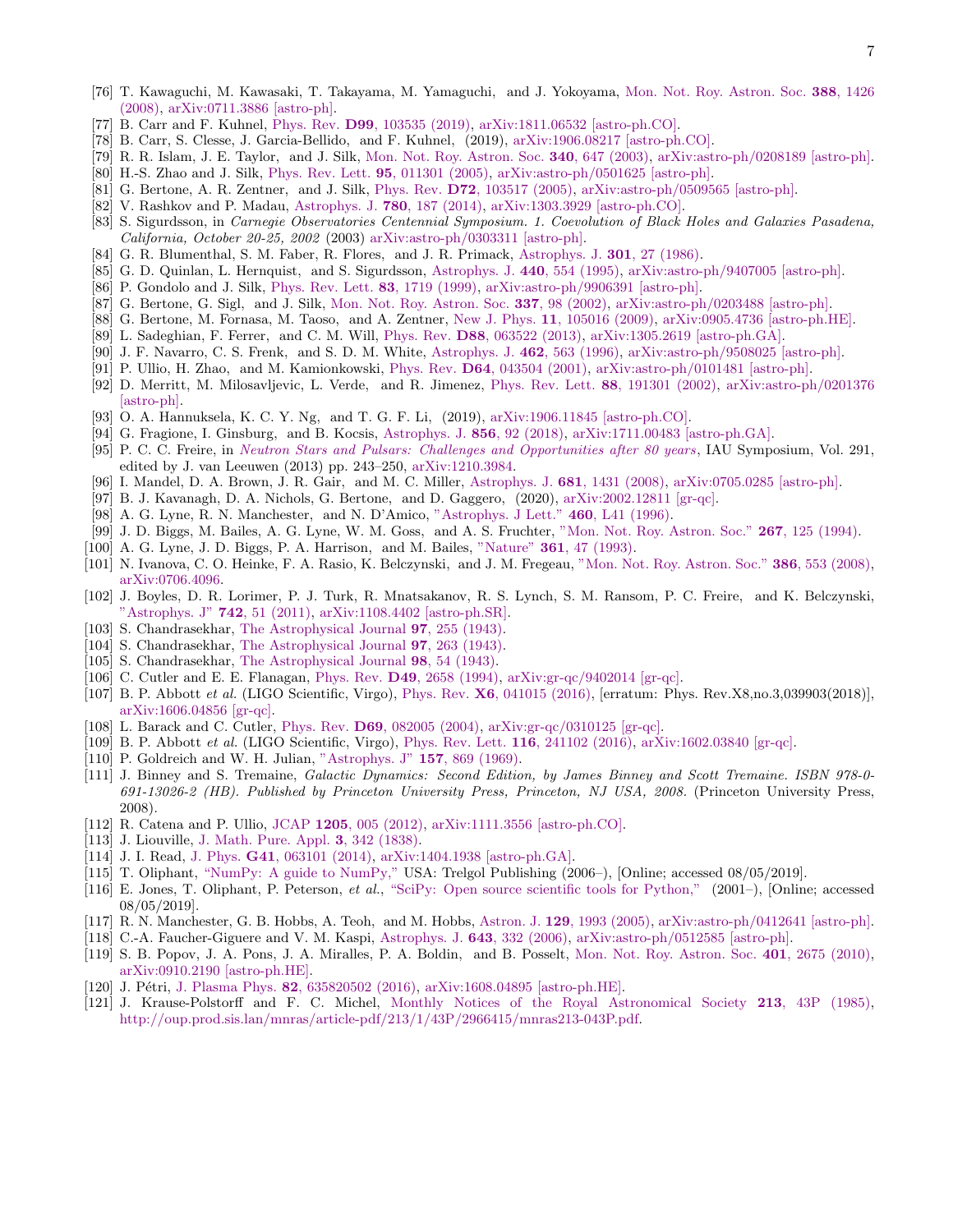[76] T. Kawaguchi, M. Kawasaki, T. Takayama, M. Yamaguchi, and J. Yokoyama, Mon. Not. Roy. Astron. Soc. **388**, 1426 (2008), arXiv:0711.3886 [astro-ph].
[77] B. Carr and F. Kuhnel, Phys. Rev. **D99**, 103535 (2019), arXiv:1811.06532 [astro-ph.CO].
[78] B. Carr, S. Clesse, J. Garcia-Bellido, and F. Kuhnel, (2019), arXiv:1906.08217 [astro-ph.CO].
[79] R. R. Islam, J. E. Taylor, and J. Silk, Mon. Not. Roy. Astron. Soc. **340**, 647 (2003), arXiv:astro-ph/0208189 [astro-ph].
[80] H.-S. Zhao and J. Silk, Phys. Rev. Lett. **95**, 011301 (2005), arXiv:astro-ph/0501625 [astro-ph].
[81] G. Bertone, A. R. Zentner, and J. Silk, Phys. Rev. **D72**, 103517 (2005), arXiv:astro-ph/0509565 [astro-ph].
[82] V. Rashkov and P. Madau, Astrophys. J. **780**, 187 (2014), arXiv:1303.3929 [astro-ph.CO].
[83] S. Sigurdsson, in *Carnegie Observatories Centennial Symposium. 1. Coevolution of Black Holes and Galaxies Pasadena, California, October 20-25, 2002* (2003) arXiv:astro-ph/0303311 [astro-ph].
[84] G. R. Blumenthal, S. M. Faber, R. Flores, and J. R. Primack, Astrophys. J. **301**, 27 (1986).
[85] G. D. Quinlan, L. Hernquist, and S. Sigurdsson, Astrophys. J. **440**, 554 (1995), arXiv:astro-ph/9407005 [astro-ph].
[86] P. Gondolo and J. Silk, Phys. Rev. Lett. **83**, 1719 (1999), arXiv:astro-ph/9906391 [astro-ph].
[87] G. Bertone, G. Sigl, and J. Silk, Mon. Not. Roy. Astron. Soc. **337**, 98 (2002), arXiv:astro-ph/0203488 [astro-ph].
[88] G. Bertone, M. Fornasa, M. Taoso, and A. Zentner, New J. Phys. **11**, 105016 (2009), arXiv:0905.4736 [astro-ph.HE].
[89] L. Sadeghian, F. Ferrer, and C. M. Will, Phys. Rev. **D88**, 063522 (2013), arXiv:1305.2619 [astro-ph.GA].
[90] J. F. Navarro, C. S. Frenk, and S. D. M. White, Astrophys. J. **462**, 563 (1996), arXiv:astro-ph/9508025 [astro-ph].
[91] P. Ullio, H. Zhao, and M. Kamionkowski, Phys. Rev. **D64**, 043504 (2001), arXiv:astro-ph/0101481 [astro-ph].
[92] D. Merritt, M. Milosavljevic, L. Verde, and R. Jimenez, Phys. Rev. Lett. **88**, 191301 (2002), arXiv:astro-ph/0201376 [astro-ph].
[93] O. A. Hannuksela, K. C. Y. Ng, and T. G. F. Li, (2019), arXiv:1906.11845 [astro-ph.CO].
[94] G. Fragione, I. Ginsburg, and B. Kocsis, Astrophys. J. **856**, 92 (2018), arXiv:1711.00483 [astro-ph.GA].
[95] P. C. C. Freire, in *Neutron Stars and Pulsars: Challenges and Opportunities after 80 years*, IAU Symposium, Vol. 291, edited by J. van Leeuwen (2013) pp. 243–250, arXiv:1210.3984.
[96] I. Mandel, D. A. Brown, J. R. Gair, and M. C. Miller, Astrophys. J. **681**, 1431 (2008), arXiv:0705.0285 [astro-ph].
[97] B. J. Kavanagh, D. A. Nichols, G. Bertone, and D. Gaggero, (2020), arXiv:2002.12811 [gr-qc].
[98] A. G. Lyne, R. N. Manchester, and N. D'Amico, "Astrophys. J Lett." **460**, L41 (1996).
[99] J. D. Biggs, M. Bailes, A. G. Lyne, W. M. Goss, and A. S. Fruchter, "Mon. Not. Roy. Astron. Soc." **267**, 125 (1994).
[100] A. G. Lyne, J. D. Biggs, P. A. Harrison, and M. Bailes, "Nature" **361**, 47 (1993).
[101] N. Ivanova, C. O. Heinke, F. A. Rasio, K. Belczynski, and J. M. Fregeau, "Mon. Not. Roy. Astron. Soc." **386**, 553 (2008), arXiv:0706.4096.
[102] J. Boyles, D. R. Lorimer, P. J. Turk, R. Mnatsakanov, R. S. Lynch, S. M. Ransom, P. C. Freire, and K. Belczynski, "Astrophys. J" **742**, 51 (2011), arXiv:1108.4402 [astro-ph.SR].
[103] S. Chandrasekhar, The Astrophysical Journal **97**, 255 (1943).
[104] S. Chandrasekhar, The Astrophysical Journal **97**, 263 (1943).
[105] S. Chandrasekhar, The Astrophysical Journal **98**, 54 (1943).
[106] C. Cutler and E. E. Flanagan, Phys. Rev. **D49**, 2658 (1994), arXiv:gr-qc/9402014 [gr-qc].
[107] B. P. Abbott *et al.* (LIGO Scientific, Virgo), Phys. Rev. **X6**, 041015 (2016), [erratum: Phys. Rev.X8,no.3,039903(2018)], arXiv:1606.04856 [gr-qc].
[108] L. Barack and C. Cutler, Phys. Rev. **D69**, 082005 (2004), arXiv:gr-qc/0310125 [gr-qc].
[109] B. P. Abbott *et al.* (LIGO Scientific, Virgo), Phys. Rev. Lett. **116**, 241102 (2016), arXiv:1602.03840 [gr-qc].
[110] P. Goldreich and W. H. Julian, "Astrophys. J" **157**, 869 (1969).
[111] J. Binney and S. Tremaine, *Galactic Dynamics: Second Edition, by James Binney and Scott Tremaine. ISBN 978-0-691-13026-2 (HB). Published by Princeton University Press, Princeton, NJ USA, 2008.* (Princeton University Press, 2008).
[112] R. Catena and P. Ullio, JCAP **1205**, 005 (2012), arXiv:1111.3556 [astro-ph.CO].
[113] J. Liouville, J. Math. Pure. Appl. **3**, 342 (1838).
[114] J. I. Read, J. Phys. **G41**, 063101 (2014), arXiv:1404.1938 [astro-ph.GA].
[115] T. Oliphant, "NumPy: A guide to NumPy," USA: Trelgol Publishing (2006–), [Online; accessed 08/05/2019].
[116] E. Jones, T. Oliphant, P. Peterson, *et al.*, "SciPy: Open source scientific tools for Python," (2001–), [Online; accessed 08/05/2019].
[117] R. N. Manchester, G. B. Hobbs, A. Teoh, and M. Hobbs, Astron. J. **129**, 1993 (2005), arXiv:astro-ph/0412641 [astro-ph].
[118] C.-A. Faucher-Giguere and V. M. Kaspi, Astrophys. J. **643**, 332 (2006), arXiv:astro-ph/0512585 [astro-ph].
[119] S. B. Popov, J. A. Pons, J. A. Miralles, P. A. Boldin, and B. Posselt, Mon. Not. Roy. Astron. Soc. **401**, 2675 (2010), arXiv:0910.2190 [astro-ph.HE].
[120] J. Pétri, J. Plasma Phys. **82**, 635820502 (2016), arXiv:1608.04895 [astro-ph.HE].
[121] J. Krause-Polstorff and F. C. Michel, Monthly Notices of the Royal Astronomical Society **213**, 43P (1985), http://oup.prod.sis.lan/mnras/article-pdf/213/1/43P/2966415/mnras213-043P.pdf.